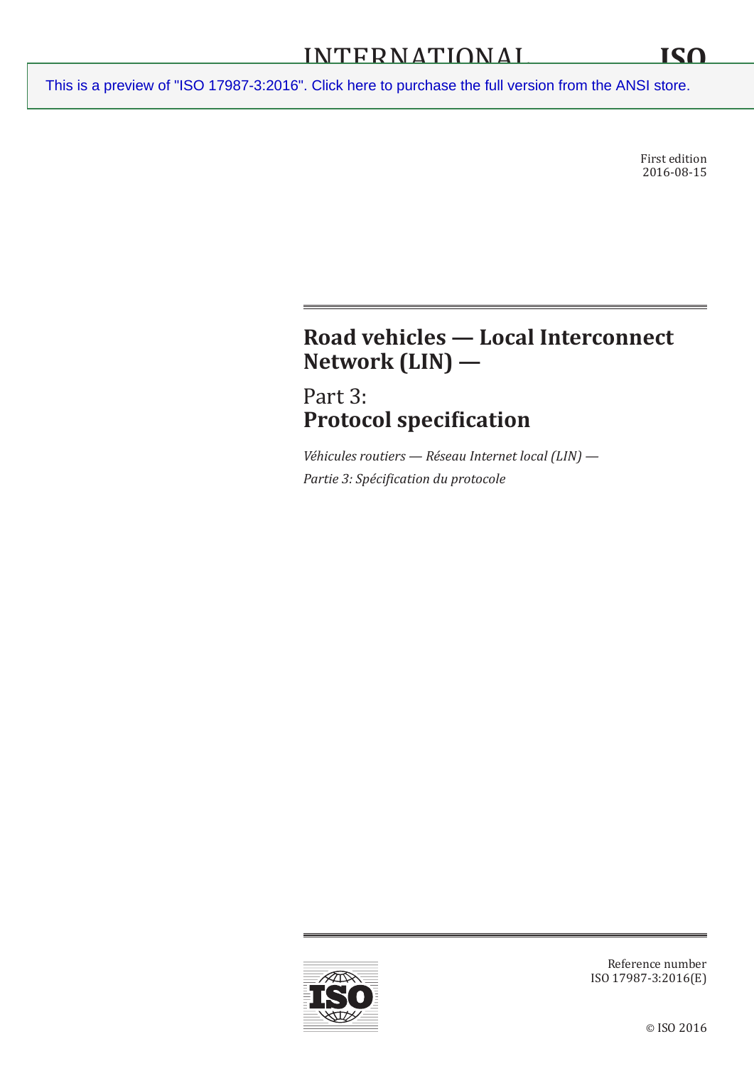INTERNATIONAL STANDARD

ISO

This is a preview of "ISO 17987-3:2016". Click here to purchase the full version from the ANSI store.

First edition
2016-08-15

# Road vehicles — Local Interconnect Network (LIN) —

## Part 3: Protocol specification

*Véhicules routiers — Réseau Internet local (LIN) —*

*Partie 3: Spécification du protocole*

Reference number
ISO 17987-3:2016(E)

© ISO 2016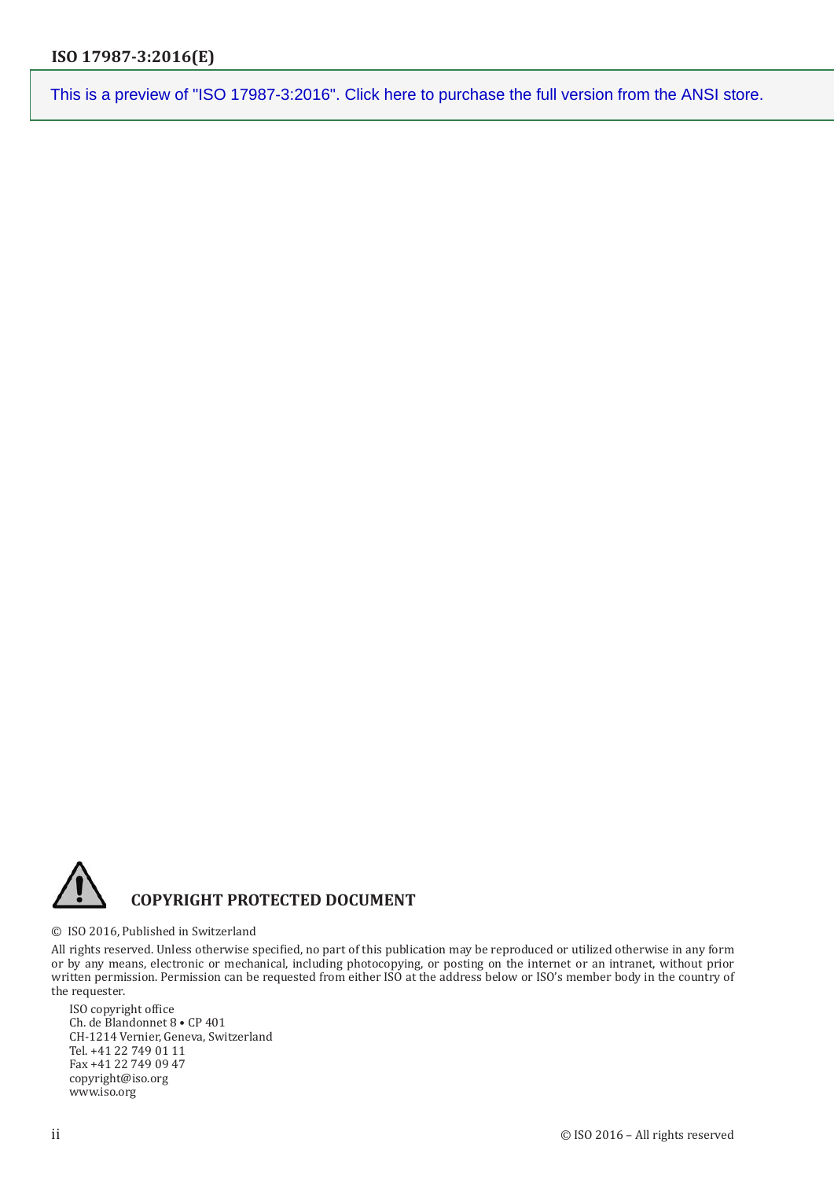This is a preview of "ISO 17987-3:2016". Click here to purchase the full version from the ANSI store.

**COPYRIGHT PROTECTED DOCUMENT**

© ISO 2016, Published in Switzerland

All rights reserved. Unless otherwise specified, no part of this publication may be reproduced or utilized otherwise in any form or by any means, electronic or mechanical, including photocopying, or posting on the internet or an intranet, without prior written permission. Permission can be requested from either ISO at the address below or ISO's member body in the country of the requester.

ISO copyright office
Ch. de Blandonnet 8 • CP 401
CH-1214 Vernier, Geneva, Switzerland
Tel. +41 22 749 01 11
Fax +41 22 749 09 47
copyright@iso.org
www.iso.org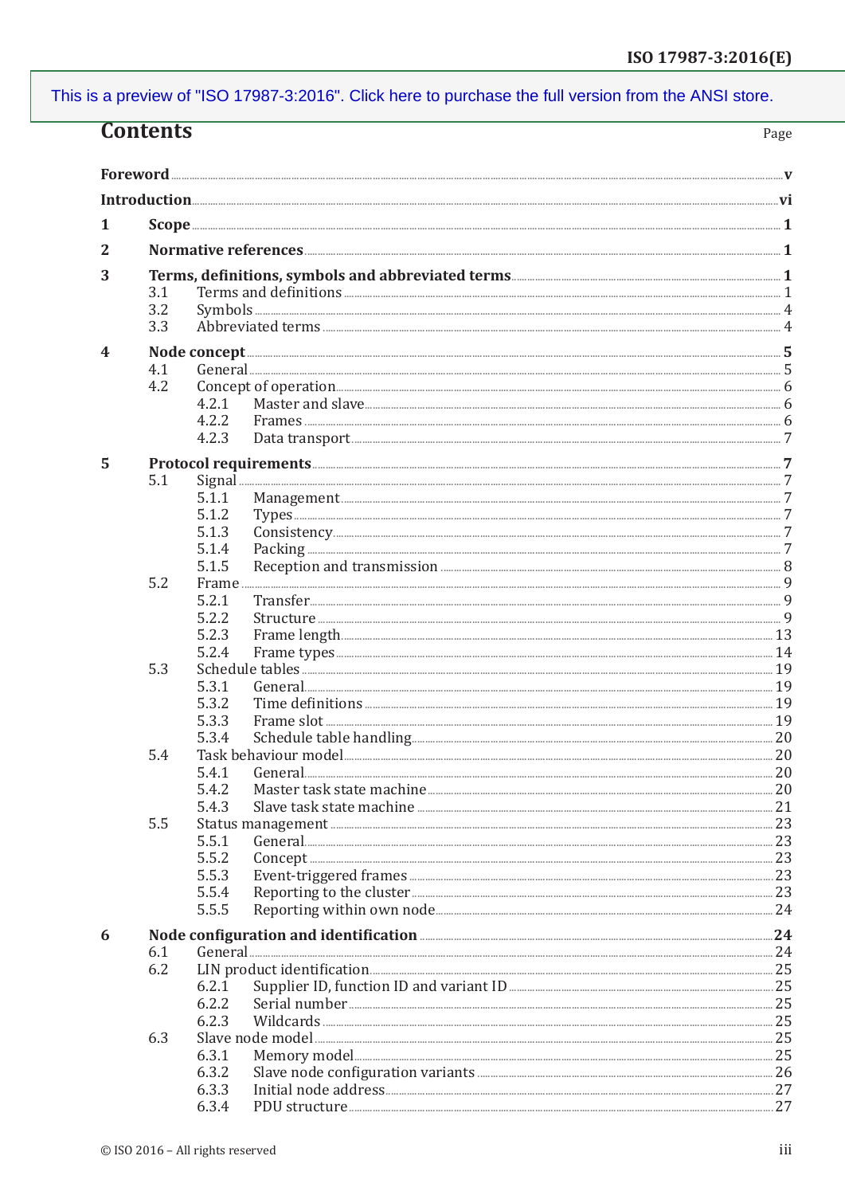# Contents

Page

**Foreword** ... **v**

**Introduction** ... **vi**

**1 Scope** ... **1**

**2 Normative references** ... **1**

**3 Terms, definitions, symbols and abbreviated terms** ... **1**
- 3.1 Terms and definitions ... 1
- 3.2 Symbols ... 4
- 3.3 Abbreviated terms ... 4

**4 Node concept** ... **5**
- 4.1 General ... 5
- 4.2 Concept of operation ... 6
  - 4.2.1 Master and slave ... 6
  - 4.2.2 Frames ... 6
  - 4.2.3 Data transport ... 7

**5 Protocol requirements** ... **7**
- 5.1 Signal ... 7
  - 5.1.1 Management ... 7
  - 5.1.2 Types ... 7
  - 5.1.3 Consistency ... 7
  - 5.1.4 Packing ... 7
  - 5.1.5 Reception and transmission ... 8
- 5.2 Frame ... 9
  - 5.2.1 Transfer ... 9
  - 5.2.2 Structure ... 9
  - 5.2.3 Frame length ... 13
  - 5.2.4 Frame types ... 14
- 5.3 Schedule tables ... 19
  - 5.3.1 General ... 19
  - 5.3.2 Time definitions ... 19
  - 5.3.3 Frame slot ... 19
  - 5.3.4 Schedule table handling ... 20
- 5.4 Task behaviour model ... 20
  - 5.4.1 General ... 20
  - 5.4.2 Master task state machine ... 20
  - 5.4.3 Slave task state machine ... 21
- 5.5 Status management ... 23
  - 5.5.1 General ... 23
  - 5.5.2 Concept ... 23
  - 5.5.3 Event-triggered frames ... 23
  - 5.5.4 Reporting to the cluster ... 23
  - 5.5.5 Reporting within own node ... 24

**6 Node configuration and identification** ... **24**
- 6.1 General ... 24
- 6.2 LIN product identification ... 25
  - 6.2.1 Supplier ID, function ID and variant ID ... 25
  - 6.2.2 Serial number ... 25
  - 6.2.3 Wildcards ... 25
- 6.3 Slave node model ... 25
  - 6.3.1 Memory model ... 25
  - 6.3.2 Slave node configuration variants ... 26
  - 6.3.3 Initial node address ... 27
  - 6.3.4 PDU structure ... 27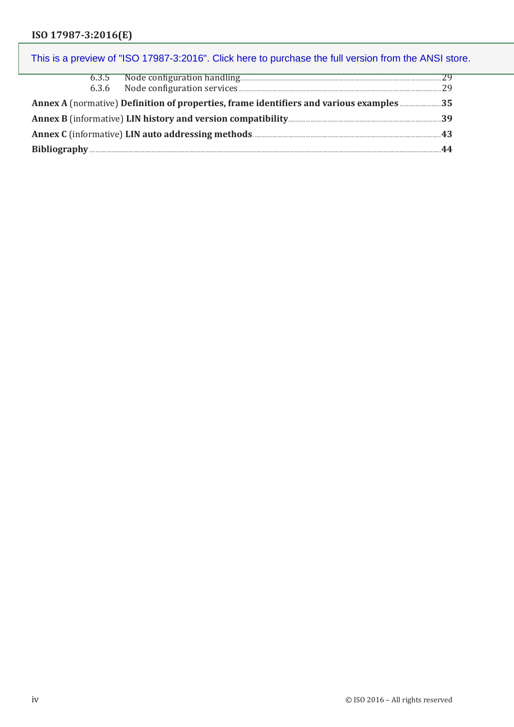6.3.5 Node configuration handling ..... 29
6.3.6 Node configuration services ..... 29

**Annex A** (normative) **Definition of properties, frame identifiers and various examples** ..... **35**

**Annex B** (informative) **LIN history and version compatibility** ..... **39**

**Annex C** (informative) **LIN auto addressing methods** ..... **43**

**Bibliography** ..... **44**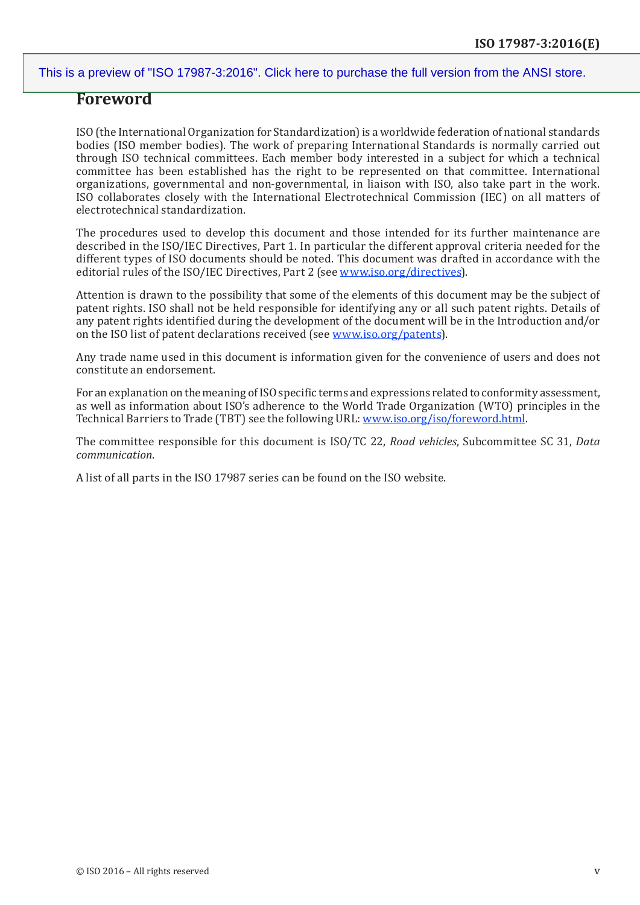# Foreword

ISO (the International Organization for Standardization) is a worldwide federation of national standards bodies (ISO member bodies). The work of preparing International Standards is normally carried out through ISO technical committees. Each member body interested in a subject for which a technical committee has been established has the right to be represented on that committee. International organizations, governmental and non-governmental, in liaison with ISO, also take part in the work. ISO collaborates closely with the International Electrotechnical Commission (IEC) on all matters of electrotechnical standardization.

The procedures used to develop this document and those intended for its further maintenance are described in the ISO/IEC Directives, Part 1. In particular the different approval criteria needed for the different types of ISO documents should be noted. This document was drafted in accordance with the editorial rules of the ISO/IEC Directives, Part 2 (see www.iso.org/directives).

Attention is drawn to the possibility that some of the elements of this document may be the subject of patent rights. ISO shall not be held responsible for identifying any or all such patent rights. Details of any patent rights identified during the development of the document will be in the Introduction and/or on the ISO list of patent declarations received (see www.iso.org/patents).

Any trade name used in this document is information given for the convenience of users and does not constitute an endorsement.

For an explanation on the meaning of ISO specific terms and expressions related to conformity assessment, as well as information about ISO's adherence to the World Trade Organization (WTO) principles in the Technical Barriers to Trade (TBT) see the following URL: www.iso.org/iso/foreword.html.

The committee responsible for this document is ISO/TC 22, *Road vehicles*, Subcommittee SC 31, *Data communication*.

A list of all parts in the ISO 17987 series can be found on the ISO website.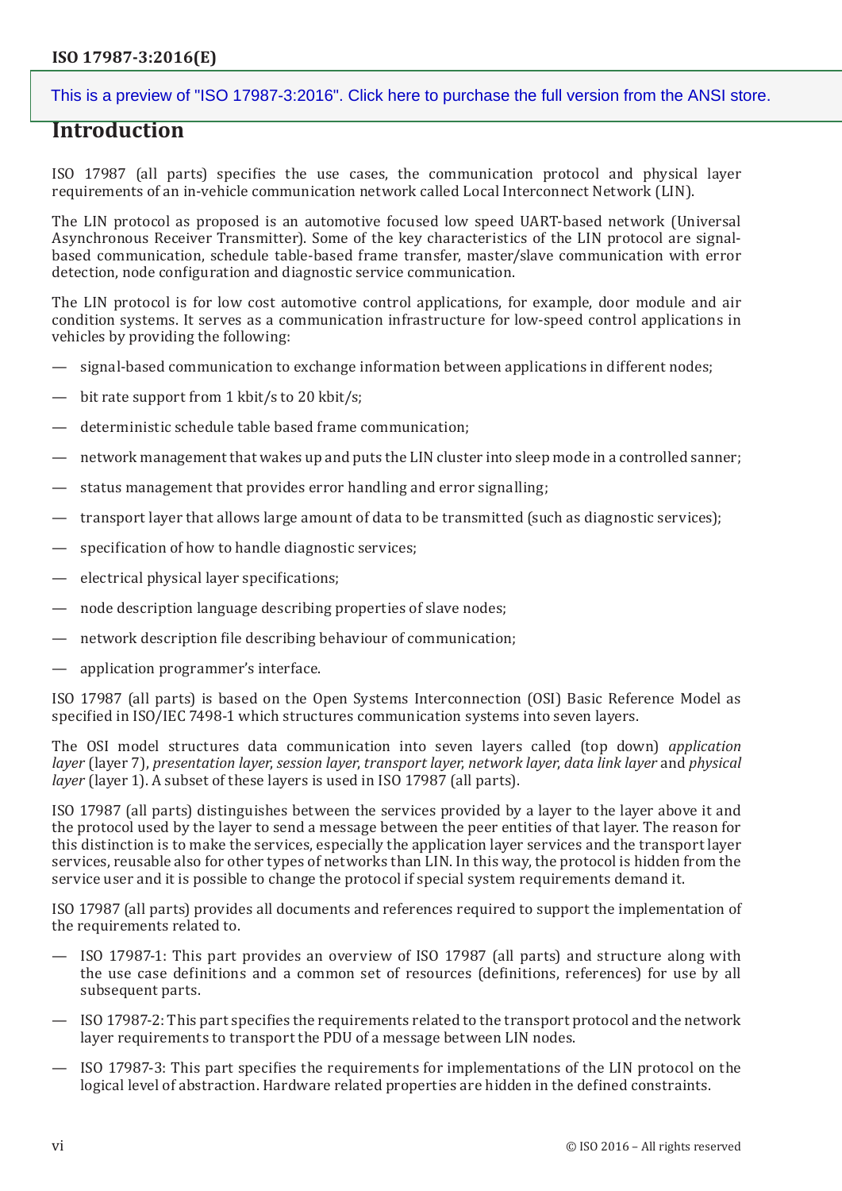# Introduction

ISO 17987 (all parts) specifies the use cases, the communication protocol and physical layer requirements of an in-vehicle communication network called Local Interconnect Network (LIN).

The LIN protocol as proposed is an automotive focused low speed UART-based network (Universal Asynchronous Receiver Transmitter). Some of the key characteristics of the LIN protocol are signal-based communication, schedule table-based frame transfer, master/slave communication with error detection, node configuration and diagnostic service communication.

The LIN protocol is for low cost automotive control applications, for example, door module and air condition systems. It serves as a communication infrastructure for low-speed control applications in vehicles by providing the following:

- signal-based communication to exchange information between applications in different nodes;
- bit rate support from 1 kbit/s to 20 kbit/s;
- deterministic schedule table based frame communication;
- network management that wakes up and puts the LIN cluster into sleep mode in a controlled sanner;
- status management that provides error handling and error signalling;
- transport layer that allows large amount of data to be transmitted (such as diagnostic services);
- specification of how to handle diagnostic services;
- electrical physical layer specifications;
- node description language describing properties of slave nodes;
- network description file describing behaviour of communication;
- application programmer's interface.

ISO 17987 (all parts) is based on the Open Systems Interconnection (OSI) Basic Reference Model as specified in ISO/IEC 7498-1 which structures communication systems into seven layers.

The OSI model structures data communication into seven layers called (top down) *application layer* (layer 7), *presentation layer*, *session layer*, *transport layer*, *network layer*, *data link layer* and *physical layer* (layer 1). A subset of these layers is used in ISO 17987 (all parts).

ISO 17987 (all parts) distinguishes between the services provided by a layer to the layer above it and the protocol used by the layer to send a message between the peer entities of that layer. The reason for this distinction is to make the services, especially the application layer services and the transport layer services, reusable also for other types of networks than LIN. In this way, the protocol is hidden from the service user and it is possible to change the protocol if special system requirements demand it.

ISO 17987 (all parts) provides all documents and references required to support the implementation of the requirements related to.

- ISO 17987-1: This part provides an overview of ISO 17987 (all parts) and structure along with the use case definitions and a common set of resources (definitions, references) for use by all subsequent parts.
- ISO 17987-2: This part specifies the requirements related to the transport protocol and the network layer requirements to transport the PDU of a message between LIN nodes.
- ISO 17987-3: This part specifies the requirements for implementations of the LIN protocol on the logical level of abstraction. Hardware related properties are hidden in the defined constraints.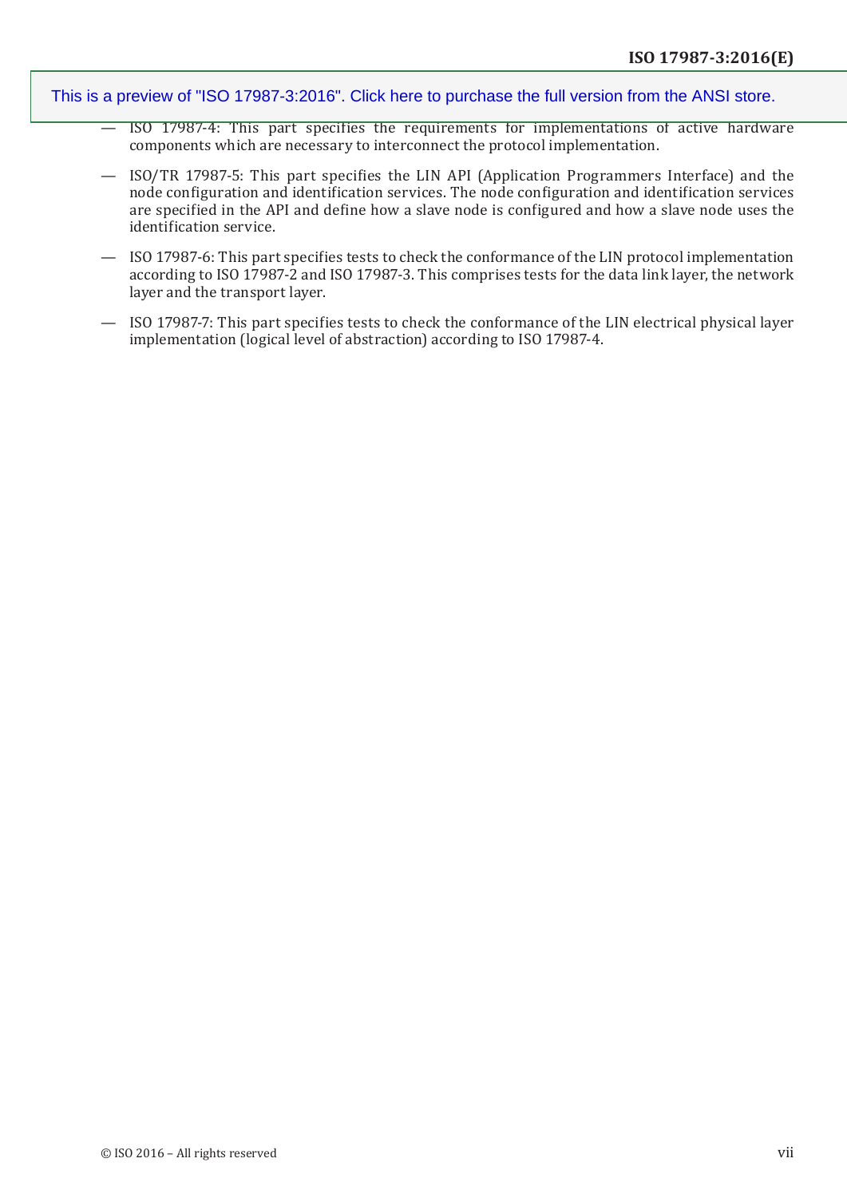— ISO 17987-4: This part specifies the requirements for implementations of active hardware components which are necessary to interconnect the protocol implementation.

— ISO/TR 17987-5: This part specifies the LIN API (Application Programmers Interface) and the node configuration and identification services. The node configuration and identification services are specified in the API and define how a slave node is configured and how a slave node uses the identification service.

— ISO 17987-6: This part specifies tests to check the conformance of the LIN protocol implementation according to ISO 17987-2 and ISO 17987-3. This comprises tests for the data link layer, the network layer and the transport layer.

— ISO 17987-7: This part specifies tests to check the conformance of the LIN electrical physical layer implementation (logical level of abstraction) according to ISO 17987-4.